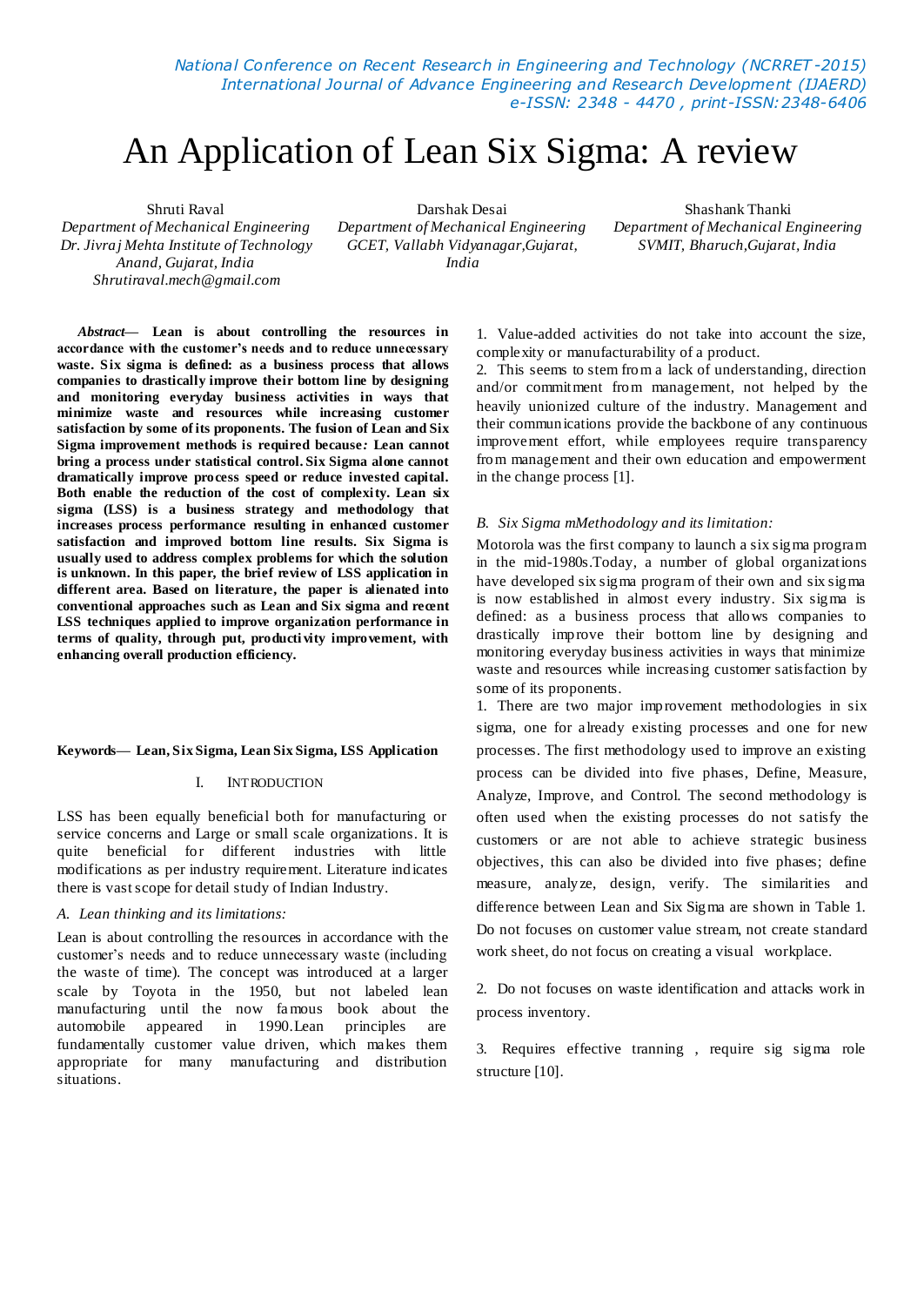# An Application of Lean Six Sigma: A review

Shruti Raval
*Department of Mechanical Engineering*
*Dr. Jivraj Mehta Institute of Technology*
*Anand, Gujarat, India*
*Shrutiraval.mech@gmail.com*

Darshak Desai
*Department of Mechanical Engineering*
*GCET, Vallabh Vidyanagar,Gujarat, India*

Shashank Thanki
*Department of Mechanical Engineering*
*SVMIT, Bharuch,Gujarat, India*

***Abstract*— Lean is about controlling the resources in accordance with the customer's needs and to reduce unnecessary waste. Six sigma is defined: as a business process that allows companies to drastically improve their bottom line by designing and monitoring everyday business activities in ways that minimize waste and resources while increasing customer satisfaction by some of its proponents. The fusion of Lean and Six Sigma improvement methods is required because: Lean cannot bring a process under statistical control. Six Sigma alone cannot dramatically improve process speed or reduce invested capital. Both enable the reduction of the cost of complexity. Lean six sigma (LSS) is a business strategy and methodology that increases process performance resulting in enhanced customer satisfaction and improved bottom line results. Six Sigma is usually used to address complex problems for which the solution is unknown. In this paper, the brief review of LSS application in different area. Based on literature, the paper is alienated into conventional approaches such as Lean and Six sigma and recent LSS techniques applied to improve organization performance in terms of quality, through put, productivity improvement, with enhancing overall production efficiency.**

**Keywords— Lean, Six Sigma, Lean Six Sigma, LSS Application**

## I. INTRODUCTION

LSS has been equally beneficial both for manufacturing or service concerns and Large or small scale organizations. It is quite beneficial for different industries with little modifications as per industry requirement. Literature indicates there is vast scope for detail study of Indian Industry.

### *A. Lean thinking and its limitations:*

Lean is about controlling the resources in accordance with the customer's needs and to reduce unnecessary waste (including the waste of time). The concept was introduced at a larger scale by Toyota in the 1950, but not labeled lean manufacturing until the now famous book about the automobile appeared in 1990.Lean principles are fundamentally customer value driven, which makes them appropriate for many manufacturing and distribution situations.

1. Value-added activities do not take into account the size, complexity or manufacturability of a product.
2. This seems to stem from a lack of understanding, direction and/or commitment from management, not helped by the heavily unionized culture of the industry. Management and their communications provide the backbone of any continuous improvement effort, while employees require transparency from management and their own education and empowerment in the change process [1].

### *B. Six Sigma mMethodology and its limitation:*

Motorola was the first company to launch a six sigma program in the mid-1980s.Today, a number of global organizations have developed six sigma program of their own and six sigma is now established in almost every industry. Six sigma is defined: as a business process that allows companies to drastically improve their bottom line by designing and monitoring everyday business activities in ways that minimize waste and resources while increasing customer satisfaction by some of its proponents.

1. There are two major improvement methodologies in six sigma, one for already existing processes and one for new processes. The first methodology used to improve an existing process can be divided into five phases, Define, Measure, Analyze, Improve, and Control. The second methodology is often used when the existing processes do not satisfy the customers or are not able to achieve strategic business objectives, this can also be divided into five phases; define measure, analyze, design, verify. The similarities and difference between Lean and Six Sigma are shown in Table 1. Do not focuses on customer value stream, not create standard work sheet, do not focus on creating a visual workplace.

2. Do not focuses on waste identification and attacks work in process inventory.

3. Requires effective tranning , require sig sigma role structure [10].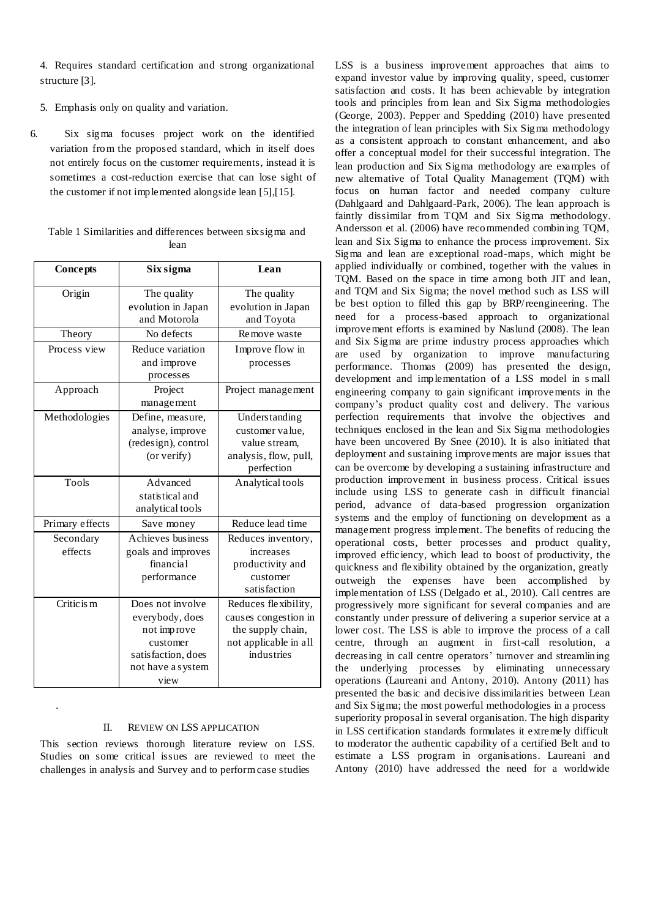4. Requires standard certification and strong organizational structure [3].

5. Emphasis only on quality and variation.

6. Six sigma focuses project work on the identified variation from the proposed standard, which in itself does not entirely focus on the customer requirements, instead it is sometimes a cost-reduction exercise that can lose sight of the customer if not implemented alongside lean [5],[15].

Table 1 Similarities and differences between sixsigma and lean

| Concepts | Six sigma | Lean |
|---|---|---|
| Origin | The quality evolution in Japan and Motorola | The quality evolution in Japan and Toyota |
| Theory | No defects | Remove waste |
| Process view | Reduce variation and improve processes | Improve flow in processes |
| Approach | Project management | Project management |
| Methodologies | Define, measure, analyse, improve (redesign), control (or verify) | Understanding customer value, value stream, analysis, flow, pull, perfection |
| Tools | Advanced statistical and analytical tools | Analytical tools |
| Primary effects | Save money | Reduce lead time |
| Secondary effects | Achieves business goals and improves financial performance | Reduces inventory, increases productivity and customer satisfaction |
| Criticism | Does not involve everybody, does not improve customer satisfaction, does not have a system view | Reduces flexibility, causes congestion in the supply chain, not applicable in all industries |

.

## II. REVIEW ON LSS APPLICATION

This section reviews thorough literature review on LSS. Studies on some critical issues are reviewed to meet the challenges in analysis and Survey and to perform case studies

LSS is a business improvement approaches that aims to expand investor value by improving quality, speed, customer satisfaction and costs. It has been achievable by integration tools and principles from lean and Six Sigma methodologies (George, 2003). Pepper and Spedding (2010) have presented the integration of lean principles with Six Sigma methodology as a consistent approach to constant enhancement, and also offer a conceptual model for their successful integration. The lean production and Six Sigma methodology are examples of new alternative of Total Quality Management (TQM) with focus on human factor and needed company culture (Dahlgaard and Dahlgaard-Park, 2006). The lean approach is faintly dissimilar from TQM and Six Sigma methodology. Andersson et al. (2006) have recommended combining TQM, lean and Six Sigma to enhance the process improvement. Six Sigma and lean are exceptional road-maps, which might be applied individually or combined, together with the values in TQM. Based on the space in time among both JIT and lean, and TQM and Six Sigma; the novel method such as LSS will be best option to filled this gap by BRP/reengineering. The need for a process-based approach to organizational improvement efforts is examined by Naslund (2008). The lean and Six Sigma are prime industry process approaches which are used by organization to improve manufacturing performance. Thomas (2009) has presented the design, development and implementation of a LSS model in small engineering company to gain significant improvements in the company's product quality cost and delivery. The various perfection requirements that involve the objectives and techniques enclosed in the lean and Six Sigma methodologies have been uncovered By Snee (2010). It is also initiated that deployment and sustaining improvements are major issues that can be overcome by developing a sustaining infrastructure and production improvement in business process. Critical issues include using LSS to generate cash in difficult financial period, advance of data-based progression organization systems and the employ of functioning on development as a management progress implement. The benefits of reducing the operational costs, better processes and product quality, improved efficiency, which lead to boost of productivity, the quickness and flexibility obtained by the organization, greatly outweigh the expenses have been accomplished by implementation of LSS (Delgado et al., 2010). Call centres are progressively more significant for several companies and are constantly under pressure of delivering a superior service at a lower cost. The LSS is able to improve the process of a call centre, through an augment in first-call resolution, a decreasing in call centre operators' turnover and streamlining the underlying processes by eliminating unnecessary operations (Laureani and Antony, 2010). Antony (2011) has presented the basic and decisive dissimilarities between Lean and Six Sigma; the most powerful methodologies in a process superiority proposal in several organisation. The high disparity in LSS certification standards formulates it extremely difficult to moderator the authentic capability of a certified Belt and to estimate a LSS program in organisations. Laureani and Antony (2010) have addressed the need for a worldwide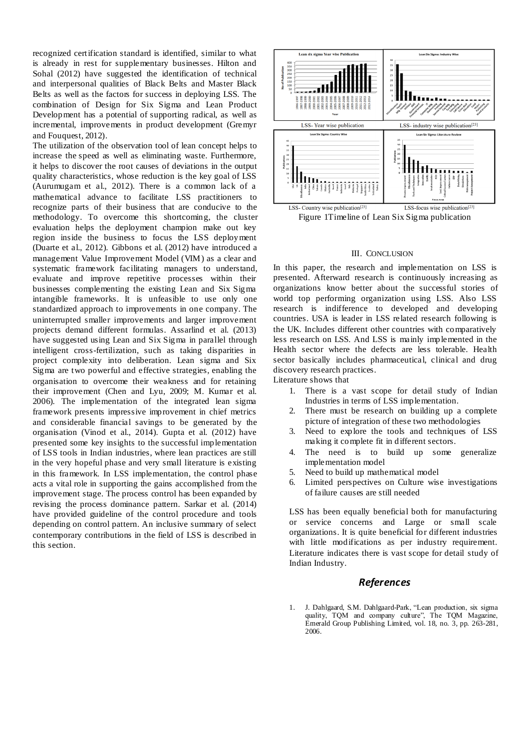recognized certification standard is identified, similar to what is already in rest for supplementary businesses. Hilton and Sohal (2012) have suggested the identification of technical and interpersonal qualities of Black Belts and Master Black Belts as well as the factors for success in deploying LSS. The combination of Design for Six Sigma and Lean Product Development has a potential of supporting radical, as well as incremental, improvements in product development (Gremyr and Fouquest, 2012).

The utilization of the observation tool of lean concept helps to increase the speed as well as eliminating waste. Furthermore, it helps to discover the root causes of deviations in the output quality characteristics, whose reduction is the key goal of LSS (Aurumugam et al., 2012). There is a common lack of a mathematical advance to facilitate LSS practitioners to recognize parts of their business that are conducive to the methodology. To overcome this shortcoming, the cluster evaluation helps the deployment champion make out key region inside the business to focus the LSS deployment (Duarte et al., 2012). Gibbons et al. (2012) have introduced a management Value Improvement Model (VIM) as a clear and systematic framework facilitating managers to understand, evaluate and improve repetitive processes within their businesses complementing the existing Lean and Six Sigma intangible frameworks. It is unfeasible to use only one standardized approach to improvements in one company. The uninterrupted smaller improvements and larger improvement projects demand different formulas. Assarlind et al. (2013) have suggested using Lean and Six Sigma in parallel through intelligent cross-fertilization, such as taking disparities in project complexity into deliberation. Lean sigma and Six Sigma are two powerful and effective strategies, enabling the organisation to overcome their weakness and for retaining their improvement (Chen and Lyu, 2009; M. Kumar et al. 2006). The implementation of the integrated lean sigma framework presents impressive improvement in chief metrics and considerable financial savings to be generated by the organisation (Vinod et al., 2014). Gupta et al. (2012) have presented some key insights to the successful implementation of LSS tools in Indian industries, where lean practices are still in the very hopeful phase and very small literature is existing in this framework. In LSS implementation, the control phase acts a vital role in supporting the gains accomplished from the improvement stage. The process control has been expanded by revising the process dominance pattern. Sarkar et al. (2014) have provided guideline of the control procedure and tools depending on control pattern. An inclusive summary of select contemporary contributions in the field of LSS is described in this section.

LSS- Year wise publication LSS- industry wise publication[23]

LSS- Country wise publication[23] LSS-focus wise publication[23]

Figure 1Timeline of Lean Six Sigma publication

## III. Conclusion

In this paper, the research and implementation on LSS is presented. Afterward research is continuously increasing as organizations know better about the successful stories of world top performing organization using LSS. Also LSS research is indifference to developed and developing countries. USA is leader in LSS related research following is the UK. Includes different other countries with comparatively less research on LSS. And LSS is mainly implemented in the Health sector where the defects are less tolerable. Health sector basically includes pharmaceutical, clinical and drug discovery research practices.

Literature shows that

1. There is a vast scope for detail study of Indian Industries in terms of LSS implementation.
2. There must be research on building up a complete picture of integration of these two methodologies
3. Need to explore the tools and techniques of LSS making it complete fit in different sectors.
4. The need is to build up some generalize implementation model
5. Need to build up mathematical model
6. Limited perspectives on Culture wise investigations of failure causes are still needed

LSS has been equally beneficial both for manufacturing or service concerns and Large or small scale organizations. It is quite beneficial for different industries with little modifications as per industry requirement. Literature indicates there is vast scope for detail study of Indian Industry.

## *References*

1. J. Dahlgaard, S.M. Dahlgaard-Park, "Lean production, six sigma quality, TQM and company culture", The TQM Magazine, Emerald Group Publishing Limited, vol. 18, no. 3, pp. 263-281, 2006.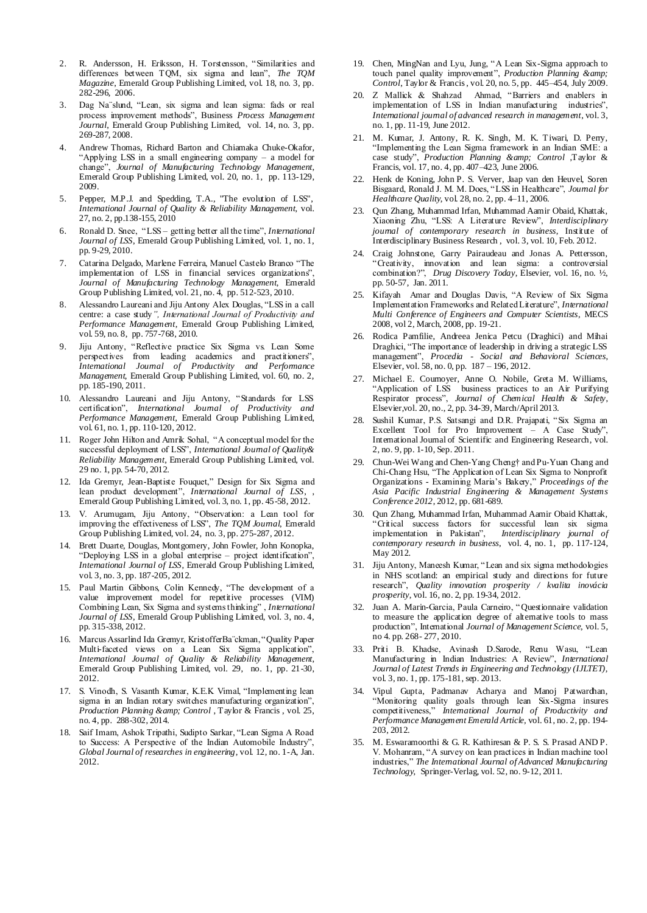2. R. Andersson, H. Eriksson, H. Torstensson, "Similarities and differences between TQM, six sigma and lean", *The TQM Magazine*, Emerald Group Publishing Limited, vol. 18, no. 3, pp. 282-296, 2006.
3. Dag Na¨slund, "Lean, six sigma and lean sigma: fads or real process improvement methods", Business *Process Management Journal*, Emerald Group Publishing Limited, vol. 14, no. 3, pp. 269-287, 2008.
4. Andrew Thomas, Richard Barton and Chiamaka Chuke-Okafor, "Applying LSS in a small engineering company – a model for change", *Journal of Manufacturing Technology Management*, Emerald Group Publishing Limited, vol. 20, no. 1, pp. 113-129, 2009.
5. Pepper, M.P.J. and Spedding, T.A., "The evolution of LSS", *International Journal of Quality & Reliability Management*, vol. 27, no. 2, pp.138-155, 2010
6. Ronald D. Snee, "LSS – getting better all the time", *International Journal of LSS*, Emerald Group Publishing Limited, vol. 1, no. 1, pp. 9-29, 2010.
7. Catarina Delgado, Marlene Ferreira, Manuel Castelo Branco "The implementation of LSS in financial services organizations", *Journal of Manufacturing Technology Management*, Emerald Group Publishing Limited, vol. 21, no. 4, pp. 512-523, 2010.
8. Alessandro Laureani and Jiju Antony Alex Douglas, "LSS in a call centre: a case study*", International Journal of Productivity and Performance Management*, Emerald Group Publishing Limited, vol. 59, no. 8, pp. 757-768, 2010.
9. Jiju Antony, "Reflective practice Six Sigma vs. Lean Some perspectives from leading academics and practitioners", *International Journal of Productivity and Performance Management*, Emerald Group Publishing Limited, vol. 60, no. 2, pp. 185-190, 2011.
10. Alessandro Laureani and Jiju Antony, "Standards for LSS certification", *International Journal of Productivity and Performance Management*, Emerald Group Publishing Limited, vol. 61, no. 1, pp. 110-120, 2012.
11. Roger John Hilton and Amrik Sohal, "A conceptual model for the successful deployment of LSS", *International Journal of Quality& Reliability Management*, Emerald Group Publishing Limited, vol. 29 no. 1, pp. 54-70, 2012.
12. Ida Gremyr, Jean-Baptiste Fouquet," Design for Six Sigma and lean product development", *International Journal of LSS*, , Emerald Group Publishing Limited, vol. 3, no. 1, pp. 45-58, 2012.
13. V. Arumugam, Jiju Antony, "Observation: a Lean tool for improving the effectiveness of LSS", *The TQM Journal*, Emerald Group Publishing Limited, vol. 24, no. 3, pp. 275-287, 2012.
14. Brett Duarte, Douglas, Montgomery, John Fowler, John Konopka, "Deploying LSS in a global enterprise – project identification", *International Journal of LSS*, Emerald Group Publishing Limited, vol. 3, no. 3, pp. 187-205, 2012.
15. Paul Martin Gibbons, Colin Kennedy, "The development of a value improvement model for repetitive processes (VIM) Combining Lean, Six Sigma and systems thinking" , *International Journal of LSS*, Emerald Group Publishing Limited, vol. 3, no. 4, pp. 315-338, 2012.
16. Marcus Assarlind Ida Gremyr, KristofferBa¨ckman, "Quality Paper Multi-faceted views on a Lean Six Sigma application", *International Journal of Quality & Reliability Management*, Emerald Group Publishing Limited, vol. 29, no. 1, pp. 21-30, 2012.
17. S. Vinodh, S. Vasanth Kumar, K.E.K Vimal, "Implementing lean sigma in an Indian rotary switches manufacturing organization", *Production Planning &amp; Control* , Taylor & Francis , vol. 25, no. 4, pp. 288-302, 2014.
18. Saif Imam, Ashok Tripathi, Sudipto Sarkar, "Lean Sigma A Road to Success: A Perspective of the Indian Automobile Industry", *Global Journal of researches in engineering*, vol. 12, no. 1-A, Jan. 2012.
19. Chen, MingNan and Lyu, Jung, "A Lean Six-Sigma approach to touch panel quality improvement", *Production Planning &amp; Control*, Taylor & Francis , vol. 20, no. 5, pp. 445–454, July 2009.
20. Z Mallick & Shahzad Ahmad, "Barriers and enablers in implementation of LSS in Indian manufacturing industries", *International journal of advanced research in management*, vol. 3, no. 1, pp. 11-19, June 2012.
21. M. Kumar, J. Antony, R. K. Singh, M. K. Tiwari, D. Perry, "Implementing the Lean Sigma framework in an Indian SME: a case study", *Production Planning &amp; Control* ,Taylor & Francis, vol. 17, no. 4, pp. 407–423, June 2006.
22. Henk de Koning, John P. S. Verver, Jaap van den Heuvel, Soren Bisgaard, Ronald J. M. M. Does, "LSS in Healthcare", *Journal for Healthcare Quality*, vol. 28, no. 2, pp. 4–11, 2006.
23. Qun Zhang, Muhammad Irfan, Muhammad Aamir Obaid, Khattak, Xiaoning Zhu, "LSS: A Literature Review", *Interdisciplinary journal of contemporary research in business*, Institute of Interdisciplinary Business Research , vol. 3, vol. 10, Feb. 2012.
24. Craig Johnstone, Garry Pairaudeau and Jonas A. Pettersson, "Creativity, innovation and lean sigma: a controversial combination?", *Drug Discovery Today*, Elsevier, vol. 16, no. ½, pp. 50-57, Jan. 2011.
25. Kifayah Amar and Douglas Davis, "A Review of Six Sigma Implementation Frameworks and Related Literature", *International Multi Conference of Engineers and Computer Scientists*, MECS 2008, vol 2, March, 2008, pp. 19-21.
26. Rodica Pamfilie, Andreea Jenica Petcu (Draghici) and Mihai Draghici, "The importance of leadership in driving a strategic LSS management", *Procedia - Social and Behavioral Sciences*, Elsevier, vol. 58, no. 0, pp. 187 – 196, 2012.
27. Michael E. Cournoyer, Anne O. Nobile, Greta M. Williams, "Application of LSS business practices to an Air Purifying Respirator process", *Journal of Chemical Health & Safety*, Elsevier,vol. 20, no., 2, pp. 34-39, March/April 2013.
28. Sushil Kumar, P.S. Satsangi and D.R. Prajapati, "Six Sigma an Excellent Tool for Pro Improvement – A Case Study", International Journal of Scientific and Engineering Research, vol. 2, no. 9, pp. 1-10, Sep. 2011.
29. Chun-Wei Wang and Chen-Yang Cheng† and Pu-Yuan Chang and Chi-Chang Hsu, "The Application of Lean Six Sigma to Nonprofit Organizations - Examining Maria's Bakery," *Proceedings of the Asia Pacific Industrial Engineering & Management Systems Conference 2012*, 2012, pp. 681-689.
30. Qun Zhang, Muhammad Irfan, Muhammad Aamir Obaid Khattak, "Critical success factors for successful lean six sigma implementation in Pakistan", *Interdisciplinary journal of contemporary research in business*, vol. 4, no. 1, pp. 117-124, May 2012.
31. Jiju Antony, Maneesh Kumar, "Lean and six sigma methodologies in NHS scotland: an empirical study and directions for future research", *Quality innovation prosperity / kvalita inovácia prosperity*, vol. 16, no. 2, pp. 19-34, 2012.
32. Juan A. Marin-Garcia, Paula Carneiro, "Questionnaire validation to measure the application degree of alternative tools to mass production", International *Journal of Management Science*, vol. 5, no 4. pp. 268- 277, 2010.
33. Priti B. Khadse, Avinash D.Sarode, Renu Wasu, "Lean Manufacturing in Indian Industries: A Review", *International Journal of Latest Trends in Engineering and Technology (IJLTET)*, vol. 3, no. 1, pp. 175-181, sep. 2013.
34. Vipul Gupta, Padmanav Acharya and Manoj Patwardhan, "Monitoring quality goals through lean Six-Sigma insures competitiveness," *International Journal of Productivity and Performance Management Emerald Article*, vol. 61, no. 2, pp. 194-203, 2012.
35. M. Eswaramoorthi & G. R. Kathiresan & P. S. S. Prasad AND P. V. Mohanram, "A survey on lean practices in Indian machine tool industries," *The International Journal of Advanced Manufacturing Technology*, Springer-Verlag, vol. 52, no. 9-12, 2011.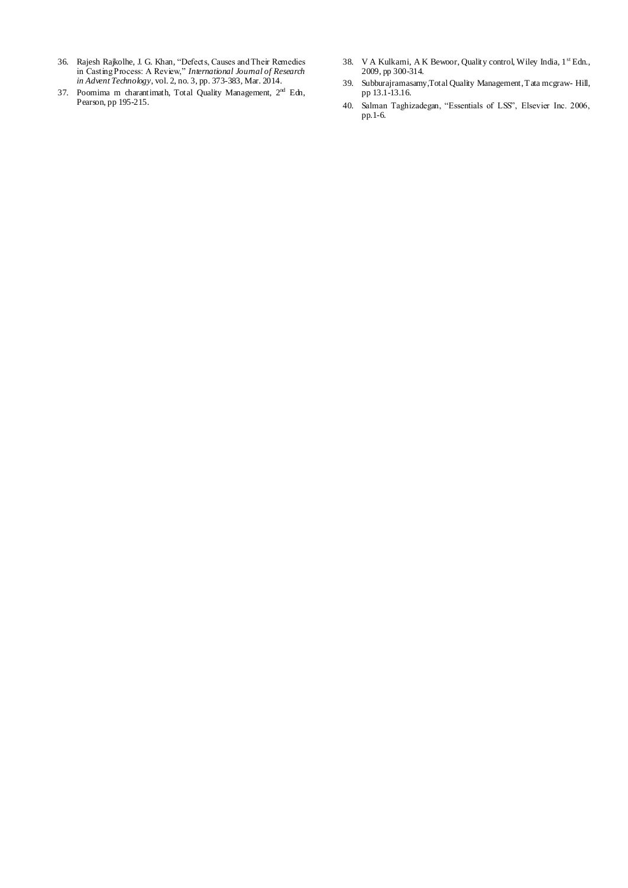36. Rajesh Rajkolhe, J. G. Khan, "Defects, Causes and Their Remedies in Casting Process: A Review," *International Journal of Research in Advent Technology*, vol. 2, no. 3, pp. 373-383, Mar. 2014.
37. Poornima m charantimath, Total Quality Management, 2nd Edn, Pearson, pp 195-215.
38. V A Kulkarni, A K Bewoor, Quality control, Wiley India, 1st Edn., 2009, pp 300-314.
39. Subburajramasamy,Total Quality Management, Tata mcgraw- Hill, pp 13.1-13.16.
40. Salman Taghizadegan, "Essentials of LSS", Elsevier Inc. 2006, pp.1-6.